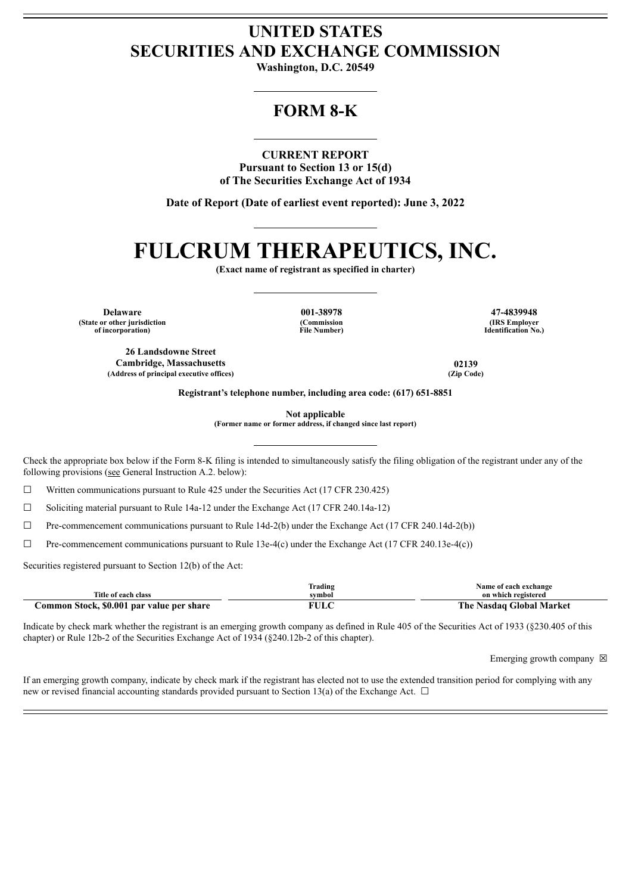# UNITED STATES
# SECURITIES AND EXCHANGE COMMISSION

**Washington, D.C. 20549**

## FORM 8-K

**CURRENT REPORT**
**Pursuant to Section 13 or 15(d)**
**of The Securities Exchange Act of 1934**

**Date of Report (Date of earliest event reported): June 3, 2022**

# FULCRUM THERAPEUTICS, INC.

**(Exact name of registrant as specified in charter)**

| Delaware | 001-38978 | 47-4839948 |
|---|---|---|
| (State or other jurisdiction of incorporation) | (Commission File Number) | (IRS Employer Identification No.) |

| 26 Landsdowne Street Cambridge, Massachusetts | 02139 |
|---|---|
| (Address of principal executive offices) | (Zip Code) |

**Registrant's telephone number, including area code: (617) 651-8851**

**Not applicable**
**(Former name or former address, if changed since last report)**

Check the appropriate box below if the Form 8-K filing is intended to simultaneously satisfy the filing obligation of the registrant under any of the following provisions (see General Instruction A.2. below):

☐ Written communications pursuant to Rule 425 under the Securities Act (17 CFR 230.425)

☐ Soliciting material pursuant to Rule 14a-12 under the Exchange Act (17 CFR 240.14a-12)

☐ Pre-commencement communications pursuant to Rule 14d-2(b) under the Exchange Act (17 CFR 240.14d-2(b))

☐ Pre-commencement communications pursuant to Rule 13e-4(c) under the Exchange Act (17 CFR 240.13e-4(c))

Securities registered pursuant to Section 12(b) of the Act:

| Title of each class | Trading symbol | Name of each exchange on which registered |
|---|---|---|
| **Common Stock, $0.001 par value per share** | **FULC** | **The Nasdaq Global Market** |

Indicate by check mark whether the registrant is an emerging growth company as defined in Rule 405 of the Securities Act of 1933 (§230.405 of this chapter) or Rule 12b-2 of the Securities Exchange Act of 1934 (§240.12b-2 of this chapter).

Emerging growth company ☒

If an emerging growth company, indicate by check mark if the registrant has elected not to use the extended transition period for complying with any new or revised financial accounting standards provided pursuant to Section 13(a) of the Exchange Act. ☐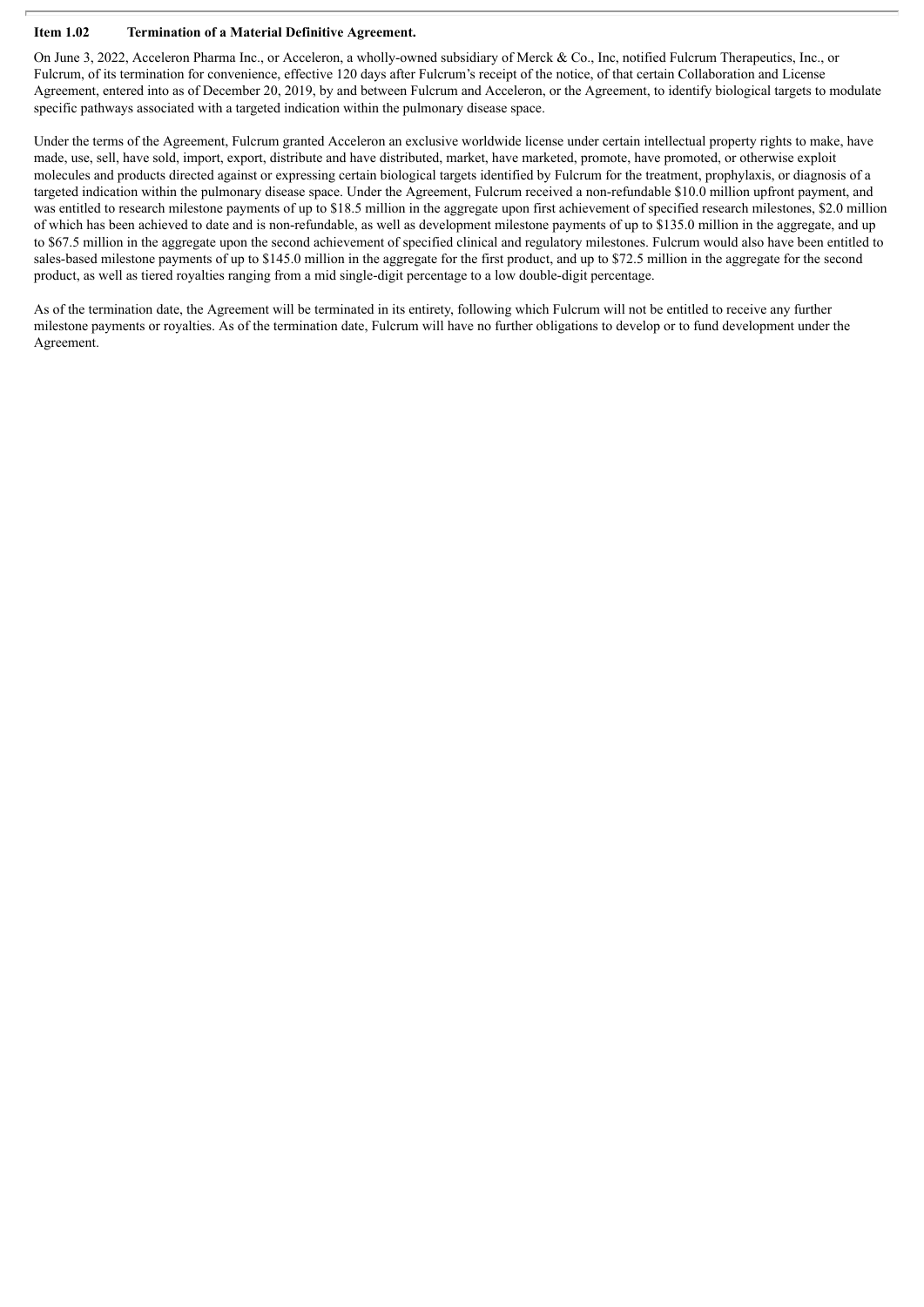**Item 1.02 Termination of a Material Definitive Agreement.**

On June 3, 2022, Acceleron Pharma Inc., or Acceleron, a wholly-owned subsidiary of Merck & Co., Inc, notified Fulcrum Therapeutics, Inc., or Fulcrum, of its termination for convenience, effective 120 days after Fulcrum's receipt of the notice, of that certain Collaboration and License Agreement, entered into as of December 20, 2019, by and between Fulcrum and Acceleron, or the Agreement, to identify biological targets to modulate specific pathways associated with a targeted indication within the pulmonary disease space.

Under the terms of the Agreement, Fulcrum granted Acceleron an exclusive worldwide license under certain intellectual property rights to make, have made, use, sell, have sold, import, export, distribute and have distributed, market, have marketed, promote, have promoted, or otherwise exploit molecules and products directed against or expressing certain biological targets identified by Fulcrum for the treatment, prophylaxis, or diagnosis of a targeted indication within the pulmonary disease space. Under the Agreement, Fulcrum received a non-refundable $10.0 million upfront payment, and was entitled to research milestone payments of up to $18.5 million in the aggregate upon first achievement of specified research milestones, $2.0 million of which has been achieved to date and is non-refundable, as well as development milestone payments of up to $135.0 million in the aggregate, and up to $67.5 million in the aggregate upon the second achievement of specified clinical and regulatory milestones. Fulcrum would also have been entitled to sales-based milestone payments of up to $145.0 million in the aggregate for the first product, and up to $72.5 million in the aggregate for the second product, as well as tiered royalties ranging from a mid single-digit percentage to a low double-digit percentage.

As of the termination date, the Agreement will be terminated in its entirety, following which Fulcrum will not be entitled to receive any further milestone payments or royalties. As of the termination date, Fulcrum will have no further obligations to develop or to fund development under the Agreement.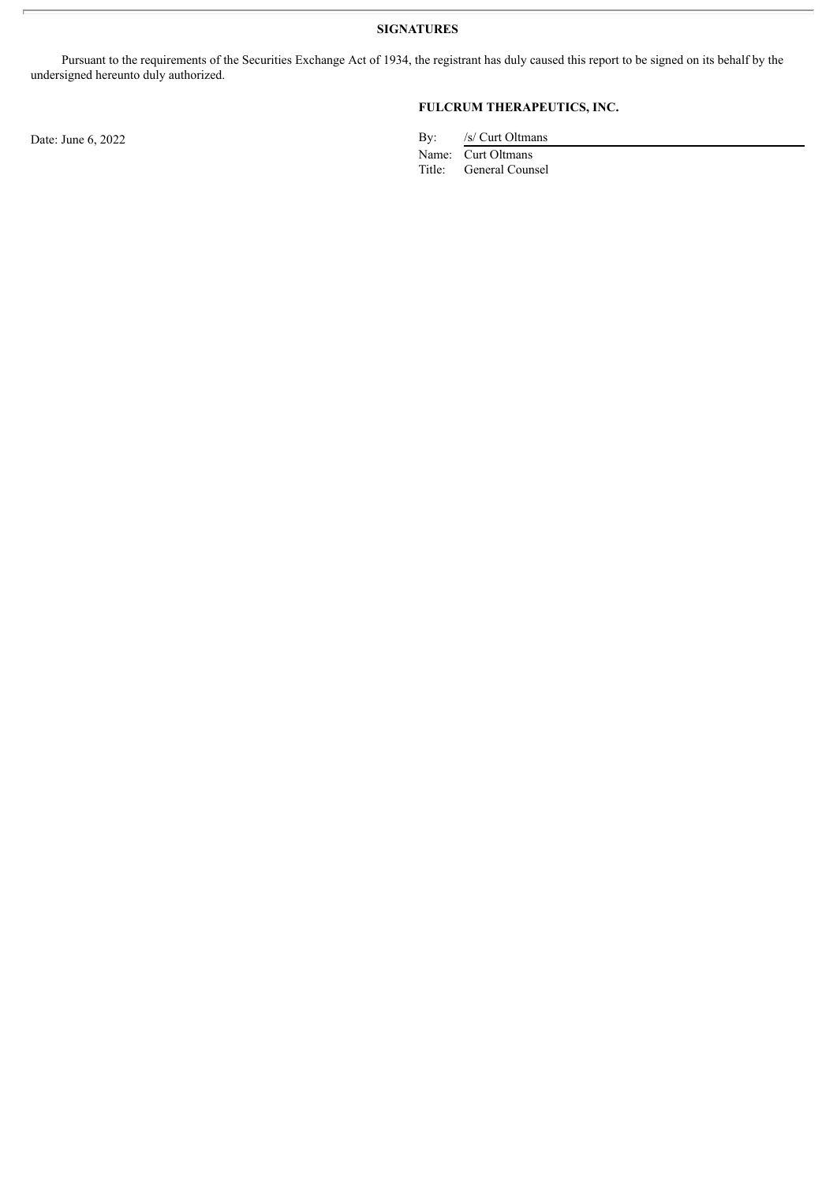**SIGNATURES**

Pursuant to the requirements of the Securities Exchange Act of 1934, the registrant has duly caused this report to be signed on its behalf by the undersigned hereunto duly authorized.

**FULCRUM THERAPEUTICS, INC.**

Date: June 6, 2022

By: /s/ Curt Oltmans
Name: Curt Oltmans
Title: General Counsel